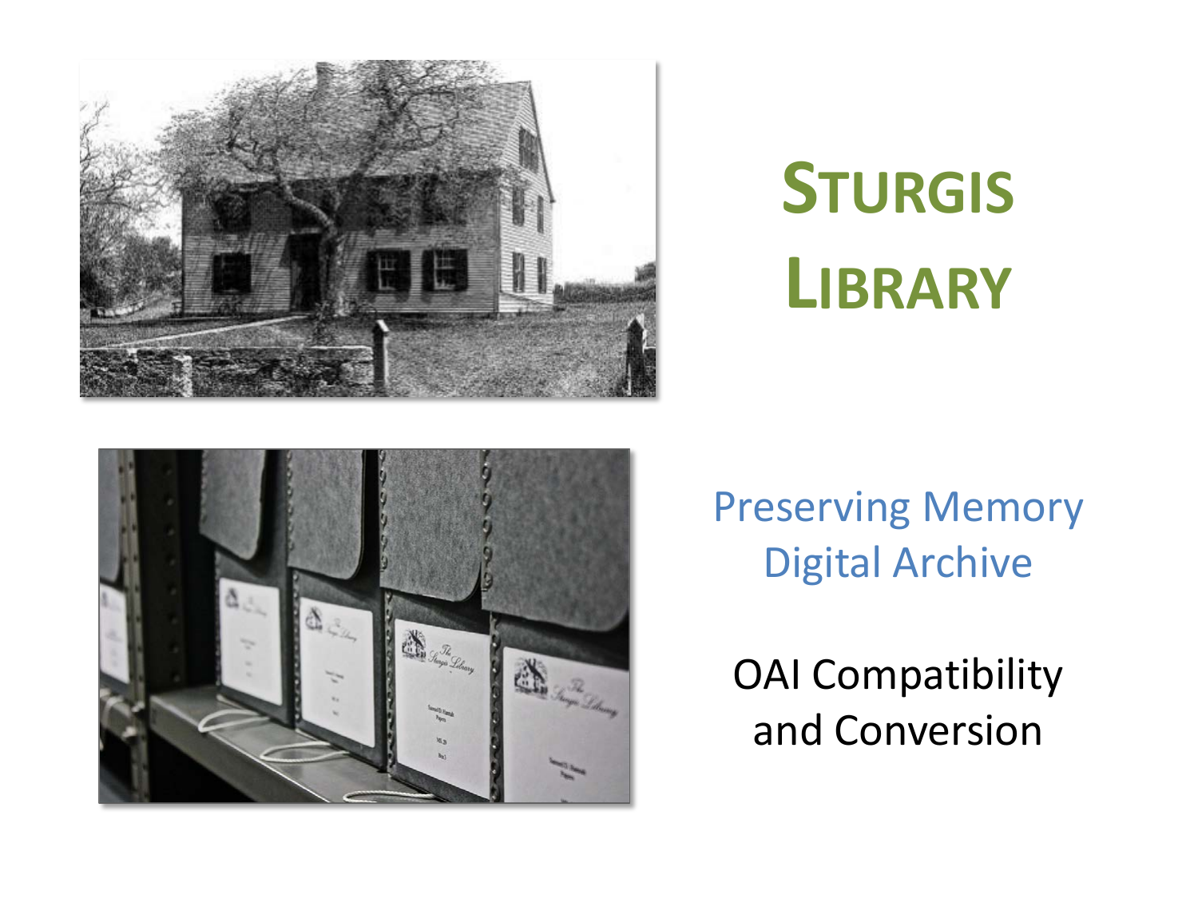# STURGIS LIBRARY

Preserving Memory Digital Archive

OAI Compatibility and Conversion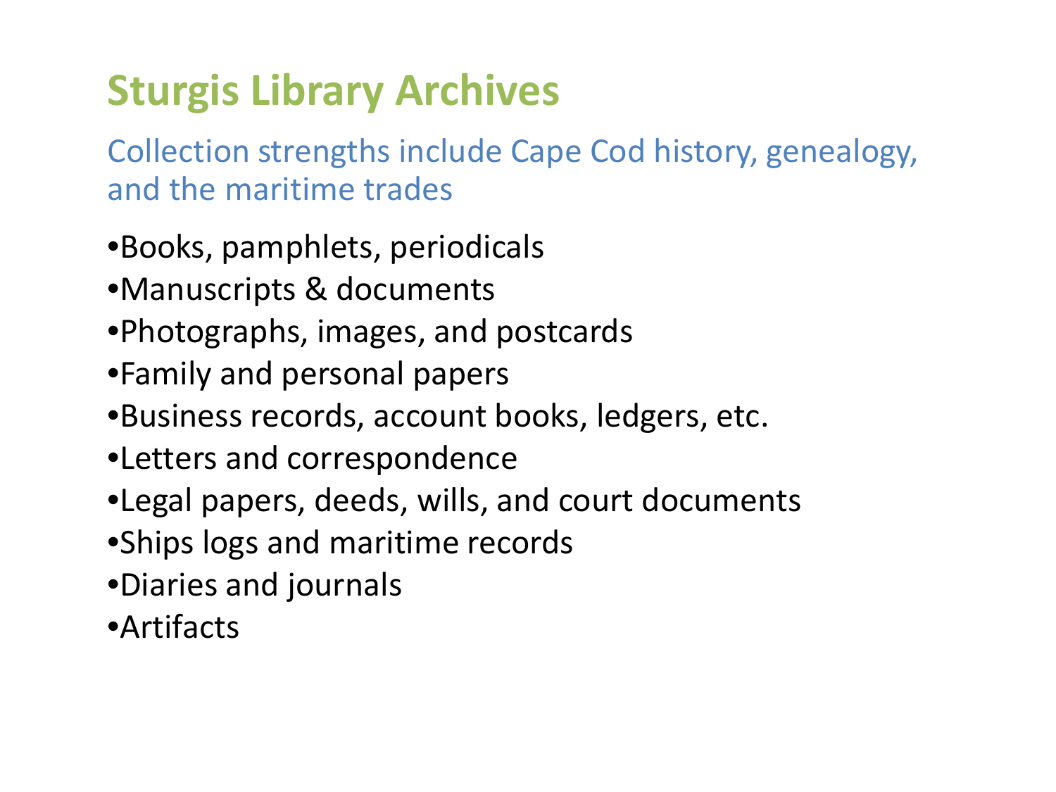# Sturgis Library Archives

## Collection strengths include Cape Cod history, genealogy, and the maritime trades

- Books, pamphlets, periodicals
- Manuscripts & documents
- Photographs, images, and postcards
- Family and personal papers
- Business records, account books, ledgers, etc.
- Letters and correspondence
- Legal papers, deeds, wills, and court documents
- Ships logs and maritime records
- Diaries and journals
- Artifacts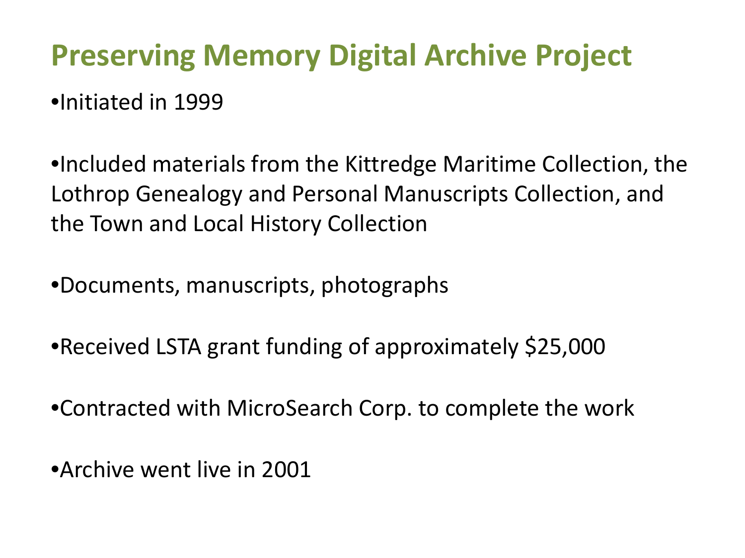# Preserving Memory Digital Archive Project

- Initiated in 1999
- Included materials from the Kittredge Maritime Collection, the Lothrop Genealogy and Personal Manuscripts Collection, and the Town and Local History Collection
- Documents, manuscripts, photographs
- Received LSTA grant funding of approximately $25,000
- Contracted with MicroSearch Corp. to complete the work
- Archive went live in 2001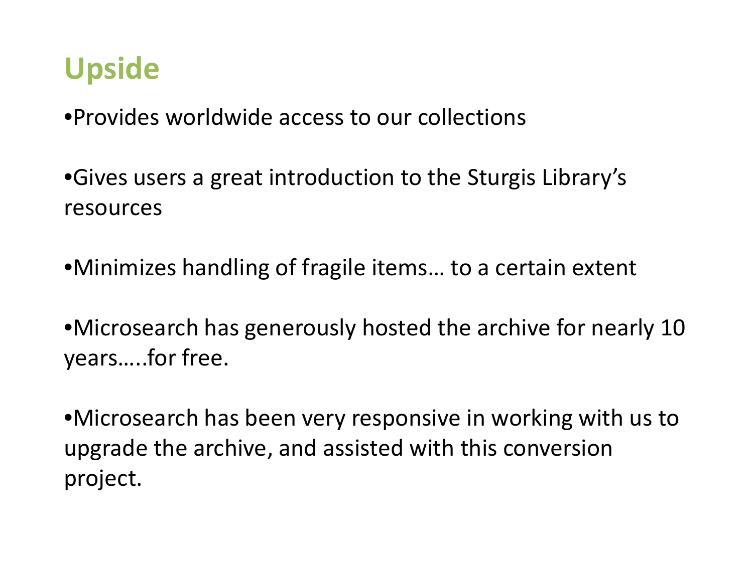# Upside

- Provides worldwide access to our collections
- Gives users a great introduction to the Sturgis Library's resources
- Minimizes handling of fragile items… to a certain extent
- Microsearch has generously hosted the archive for nearly 10 years…..for free.
- Microsearch has been very responsive in working with us to upgrade the archive, and assisted with this conversion project.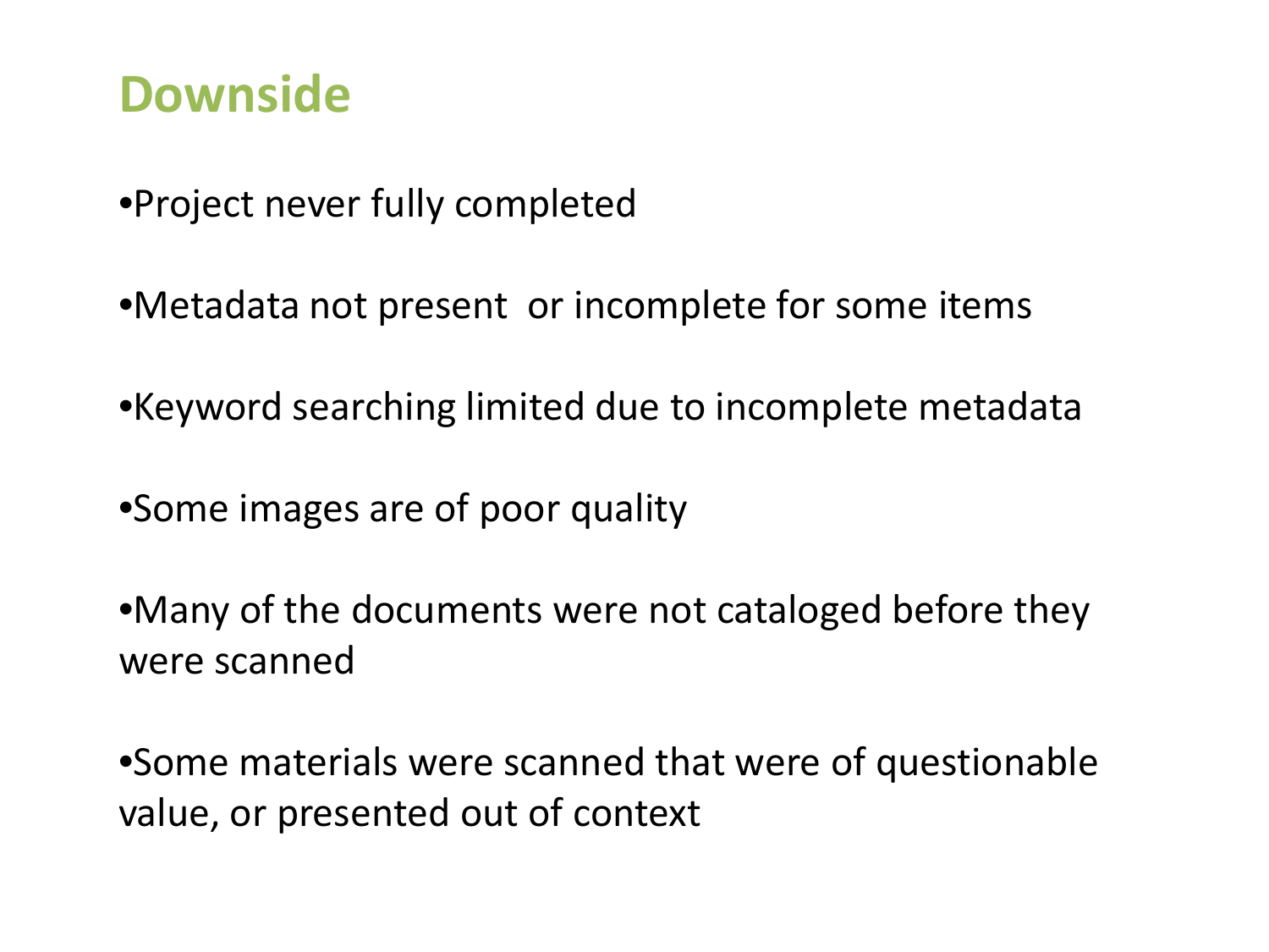# Downside

- Project never fully completed
- Metadata not present or incomplete for some items
- Keyword searching limited due to incomplete metadata
- Some images are of poor quality
- Many of the documents were not cataloged before they were scanned
- Some materials were scanned that were of questionable value, or presented out of context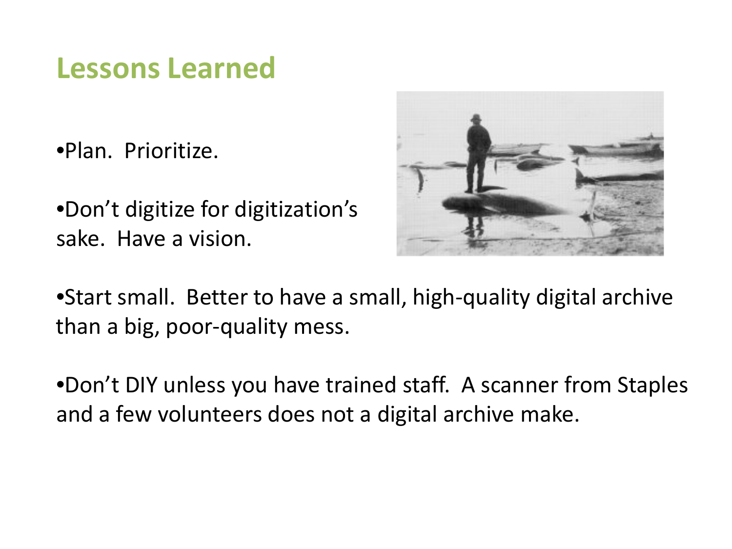## Lessons Learned

- Plan. Prioritize.
- Don't digitize for digitization's sake. Have a vision.
- Start small. Better to have a small, high-quality digital archive than a big, poor-quality mess.
- Don't DIY unless you have trained staff. A scanner from Staples and a few volunteers does not a digital archive make.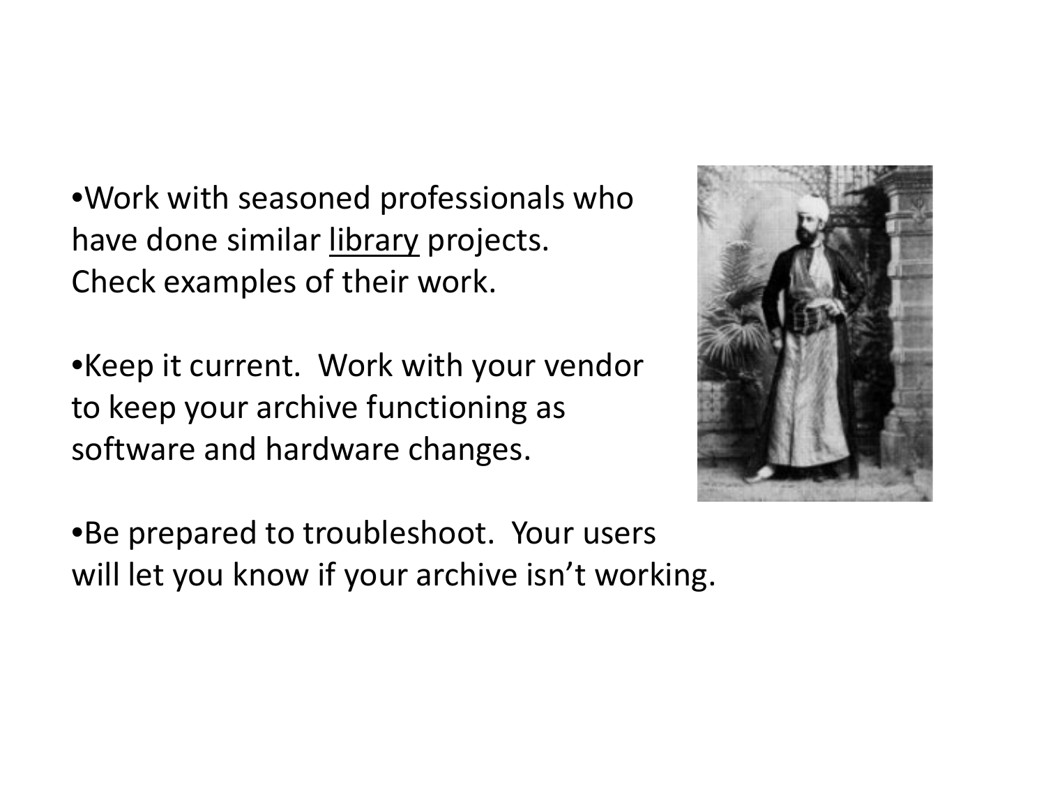- Work with seasoned professionals who have done similar <u>library</u> projects. Check examples of their work.

- Keep it current. Work with your vendor to keep your archive functioning as software and hardware changes.

- Be prepared to troubleshoot. Your users will let you know if your archive isn't working.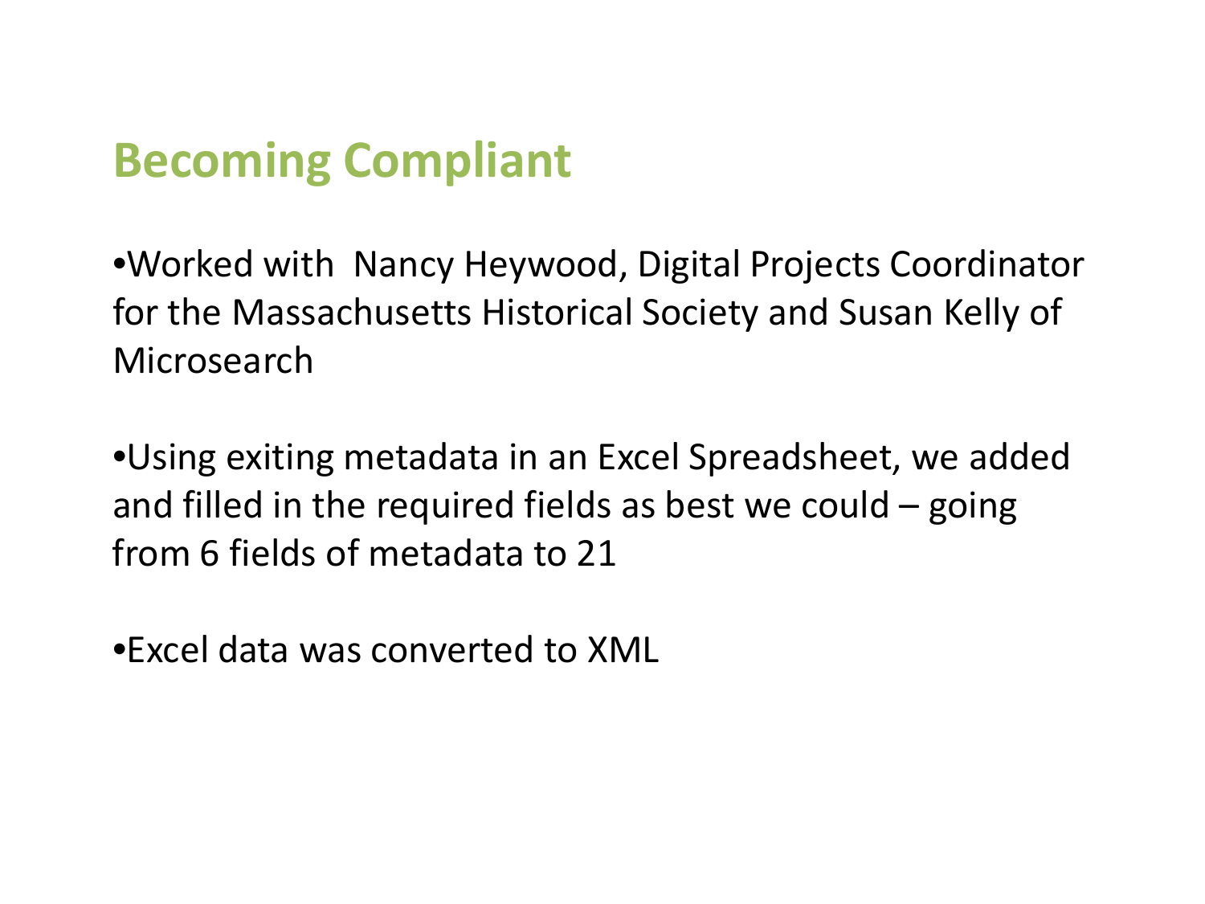# Becoming Compliant

•Worked with  Nancy Heywood, Digital Projects Coordinator for the Massachusetts Historical Society and Susan Kelly of Microsearch

•Using exiting metadata in an Excel Spreadsheet, we added and filled in the required fields as best we could – going from 6 fields of metadata to 21

•Excel data was converted to XML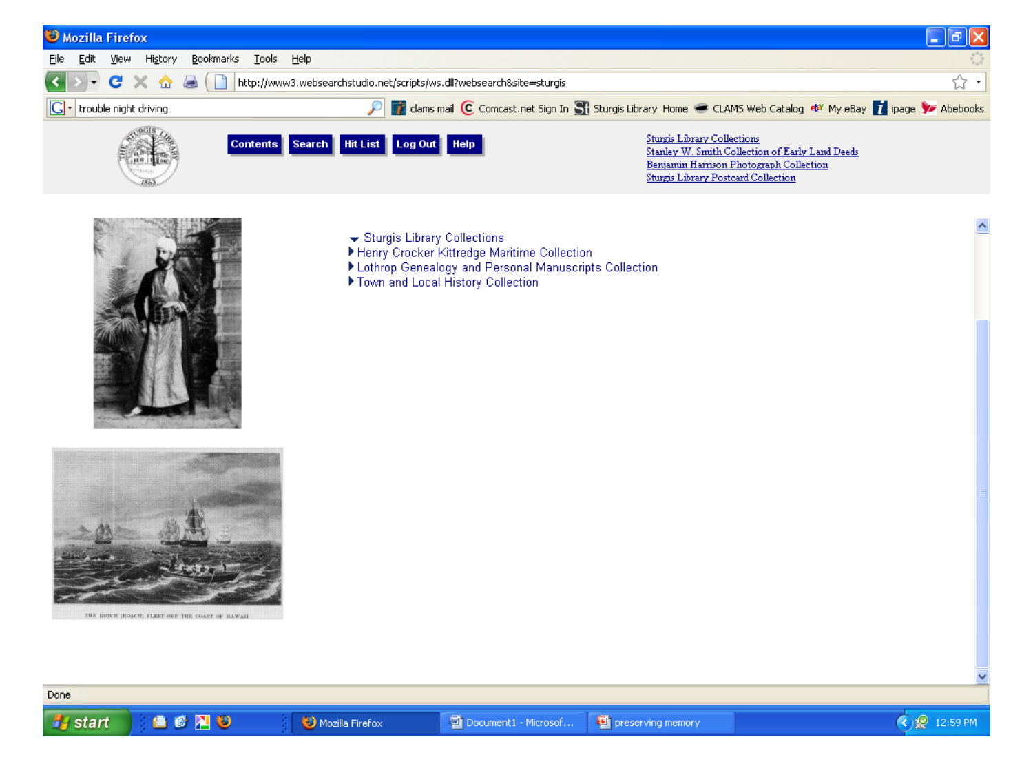Contents Search Hit List Log Out Help

Sturgis Library Collections
Stanley W. Smith Collection of Early Land Deeds
Benjamin Harrison Photograph Collection
Sturgis Library Postcard Collection

- Sturgis Library Collections
  - Henry Crocker Kittredge Maritime Collection
  - Lothrop Genealogy and Personal Manuscripts Collection
  - Town and Local History Collection

THE DUTCH (ROACH) FLEET OFF THE COAST OF HAWAII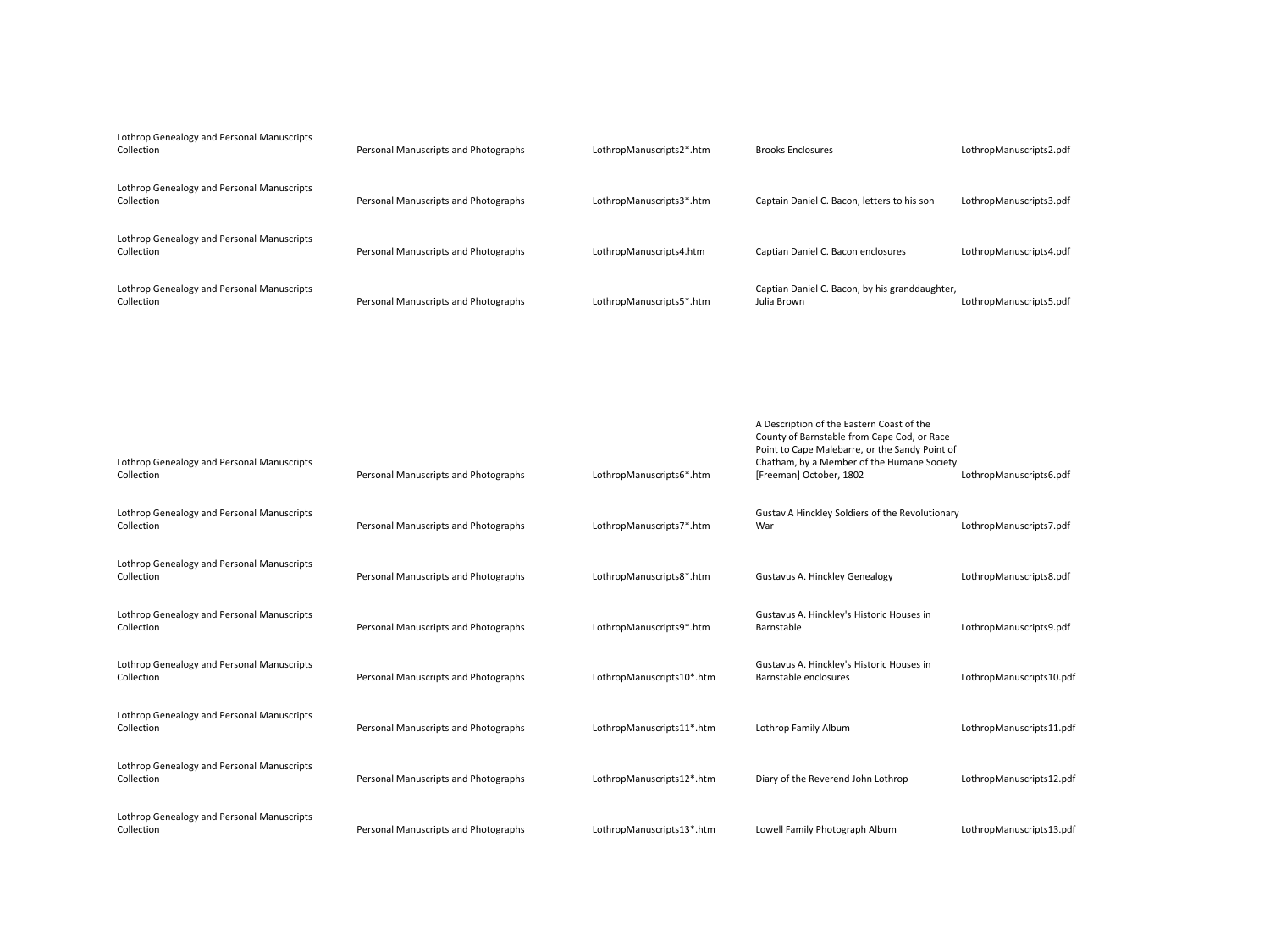| | | | | |
|---|---|---|---|---|
| Lothrop Genealogy and Personal Manuscripts Collection | Personal Manuscripts and Photographs | LothropManuscripts2*.htm | Brooks Enclosures | LothropManuscripts2.pdf |
| Lothrop Genealogy and Personal Manuscripts Collection | Personal Manuscripts and Photographs | LothropManuscripts3*.htm | Captain Daniel C. Bacon, letters to his son | LothropManuscripts3.pdf |
| Lothrop Genealogy and Personal Manuscripts Collection | Personal Manuscripts and Photographs | LothropManuscripts4.htm | Captian Daniel C. Bacon enclosures | LothropManuscripts4.pdf |
| Lothrop Genealogy and Personal Manuscripts Collection | Personal Manuscripts and Photographs | LothropManuscripts5*.htm | Captian Daniel C. Bacon, by his granddaughter, Julia Brown | LothropManuscripts5.pdf |
| Lothrop Genealogy and Personal Manuscripts Collection | Personal Manuscripts and Photographs | LothropManuscripts6*.htm | A Description of the Eastern Coast of the County of Barnstable from Cape Cod, or Race Point to Cape Malebarre, or the Sandy Point of Chatham, by a Member of the Humane Society [Freeman] October, 1802 | LothropManuscripts6.pdf |
| Lothrop Genealogy and Personal Manuscripts Collection | Personal Manuscripts and Photographs | LothropManuscripts7*.htm | Gustav A Hinckley Soldiers of the Revolutionary War | LothropManuscripts7.pdf |
| Lothrop Genealogy and Personal Manuscripts Collection | Personal Manuscripts and Photographs | LothropManuscripts8*.htm | Gustavus A. Hinckley Genealogy | LothropManuscripts8.pdf |
| Lothrop Genealogy and Personal Manuscripts Collection | Personal Manuscripts and Photographs | LothropManuscripts9*.htm | Gustavus A. Hinckley's Historic Houses in Barnstable | LothropManuscripts9.pdf |
| Lothrop Genealogy and Personal Manuscripts Collection | Personal Manuscripts and Photographs | LothropManuscripts10*.htm | Gustavus A. Hinckley's Historic Houses in Barnstable enclosures | LothropManuscripts10.pdf |
| Lothrop Genealogy and Personal Manuscripts Collection | Personal Manuscripts and Photographs | LothropManuscripts11*.htm | Lothrop Family Album | LothropManuscripts11.pdf |
| Lothrop Genealogy and Personal Manuscripts Collection | Personal Manuscripts and Photographs | LothropManuscripts12*.htm | Diary of the Reverend John Lothrop | LothropManuscripts12.pdf |
| Lothrop Genealogy and Personal Manuscripts Collection | Personal Manuscripts and Photographs | LothropManuscripts13*.htm | Lowell Family Photograph Album | LothropManuscripts13.pdf |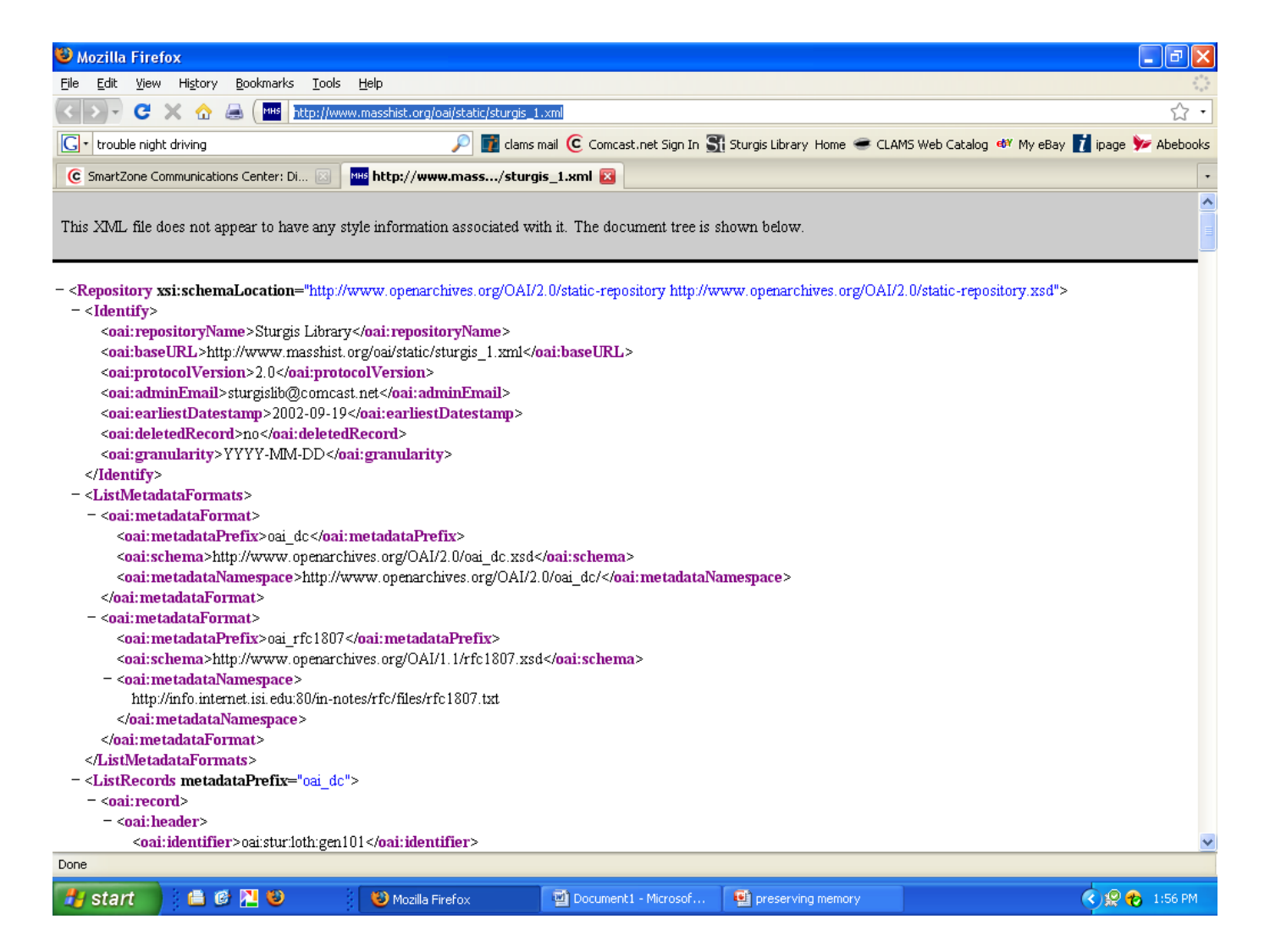This XML file does not appear to have any style information associated with it. The document tree is shown below.

```
- <Repository xsi:schemaLocation="http://www.openarchives.org/OAI/2.0/static-repository http://www.openarchives.org/OAI/2.0/static-repository.xsd">
  - <Identify>
      <oai:repositoryName>Sturgis Library</oai:repositoryName>
      <oai:baseURL>http://www.masshist.org/oai/static/sturgis_1.xml</oai:baseURL>
      <oai:protocolVersion>2.0</oai:protocolVersion>
      <oai:adminEmail>sturgislib@comcast.net</oai:adminEmail>
      <oai:earliestDatestamp>2002-09-19</oai:earliestDatestamp>
      <oai:deletedRecord>no</oai:deletedRecord>
      <oai:granularity>YYYY-MM-DD</oai:granularity>
    </Identify>
  - <ListMetadataFormats>
    - <oai:metadataFormat>
        <oai:metadataPrefix>oai_dc</oai:metadataPrefix>
        <oai:schema>http://www.openarchives.org/OAI/2.0/oai_dc.xsd</oai:schema>
        <oai:metadataNamespace>http://www.openarchives.org/OAI/2.0/oai_dc/</oai:metadataNamespace>
      </oai:metadataFormat>
    - <oai:metadataFormat>
        <oai:metadataPrefix>oai_rfc1807</oai:metadataPrefix>
        <oai:schema>http://www.openarchives.org/OAI/1.1/rfc1807.xsd</oai:schema>
      - <oai:metadataNamespace>
          http://info.internet.isi.edu:80/in-notes/rfc/files/rfc1807.txt
        </oai:metadataNamespace>
      </oai:metadataFormat>
    </ListMetadataFormats>
  - <ListRecords metadataPrefix="oai_dc">
    - <oai:record>
      - <oai:header>
          <oai:identifier>oai:stur:loth:gen101</oai:identifier>
```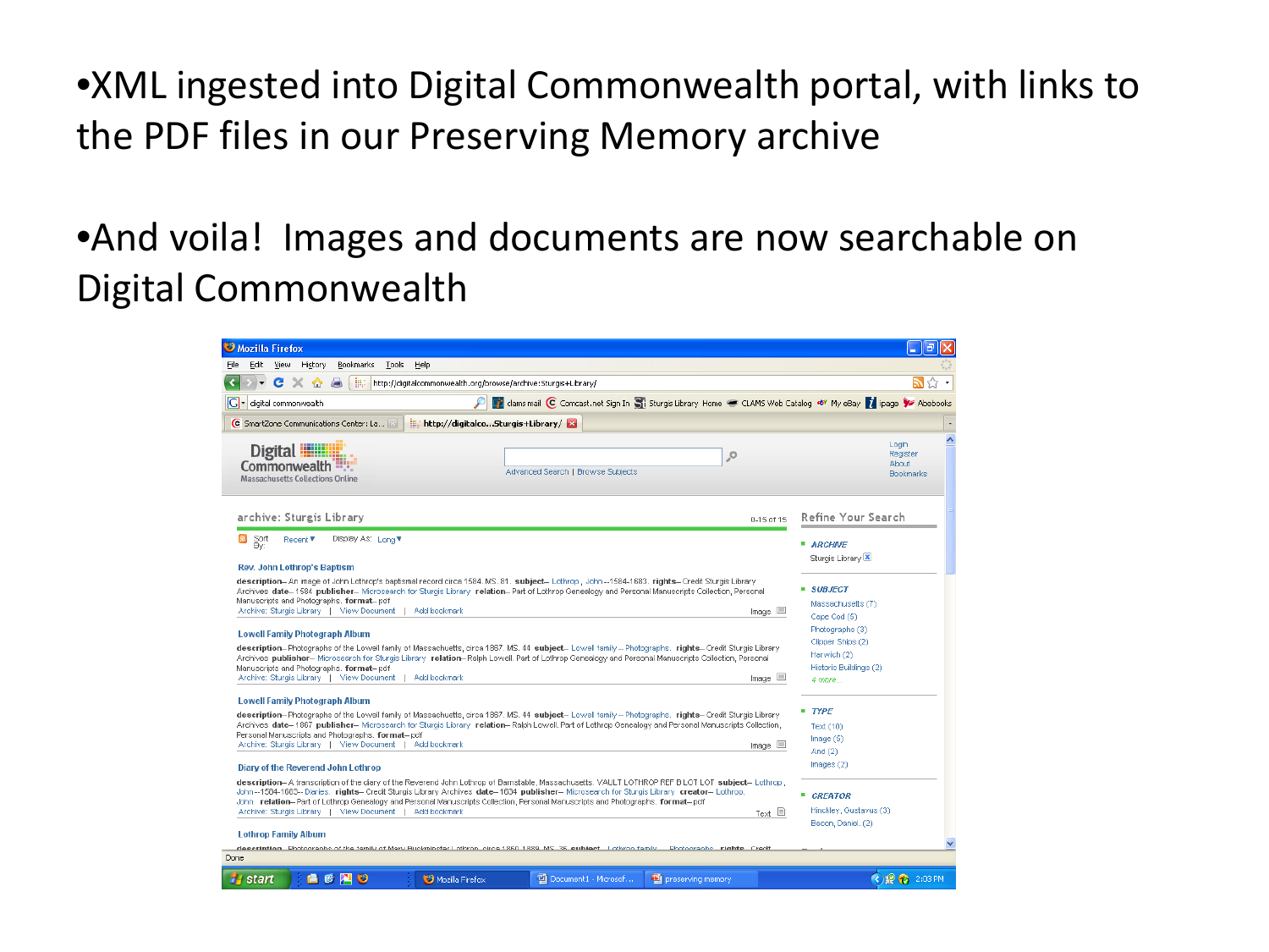- XML ingested into Digital Commonwealth portal, with links to the PDF files in our Preserving Memory archive

- And voila! Images and documents are now searchable on Digital Commonwealth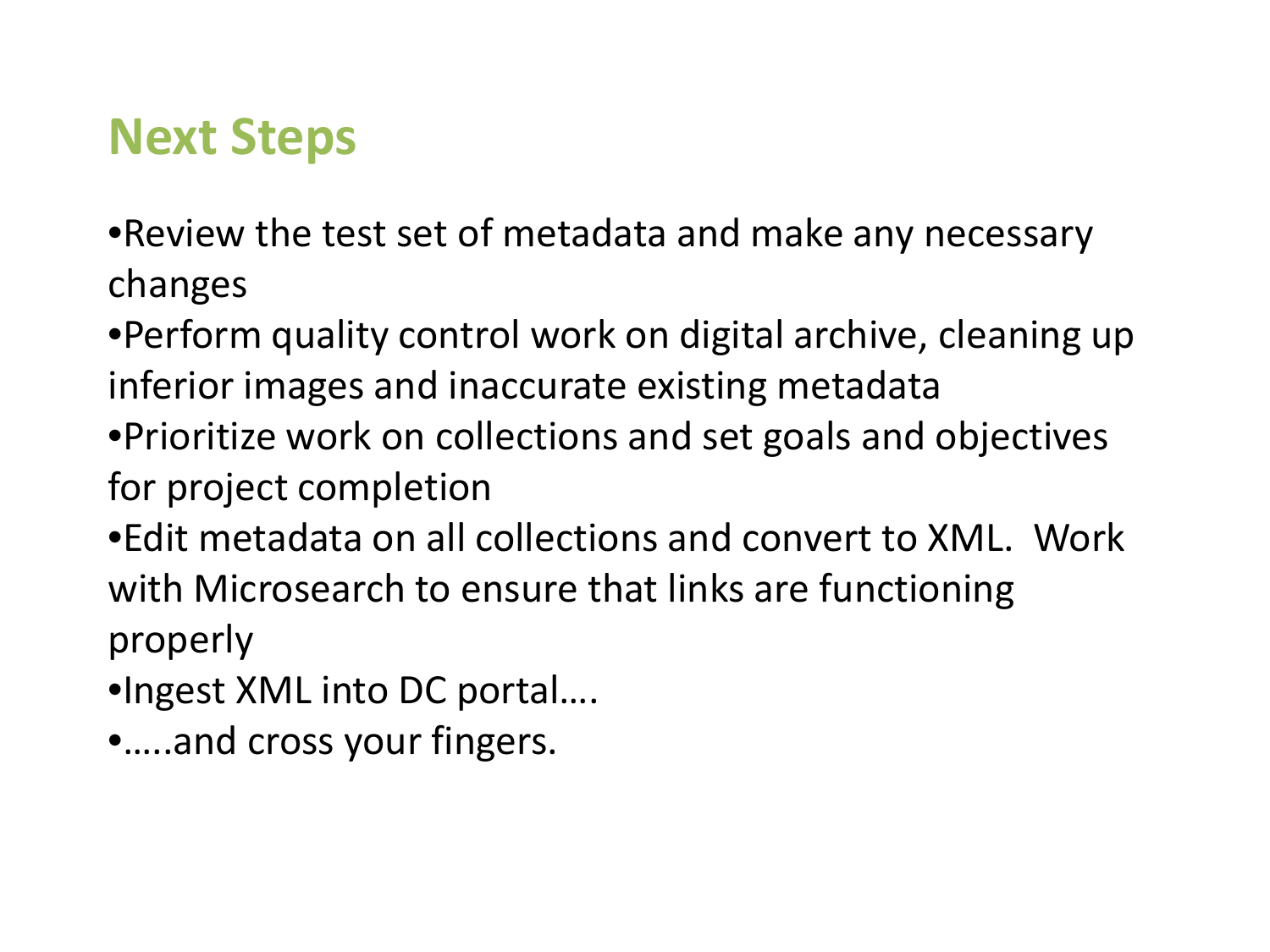# Next Steps

- Review the test set of metadata and make any necessary changes
- Perform quality control work on digital archive, cleaning up inferior images and inaccurate existing metadata
- Prioritize work on collections and set goals and objectives for project completion
- Edit metadata on all collections and convert to XML. Work with Microsearch to ensure that links are functioning properly
- Ingest XML into DC portal….
- …..and cross your fingers.